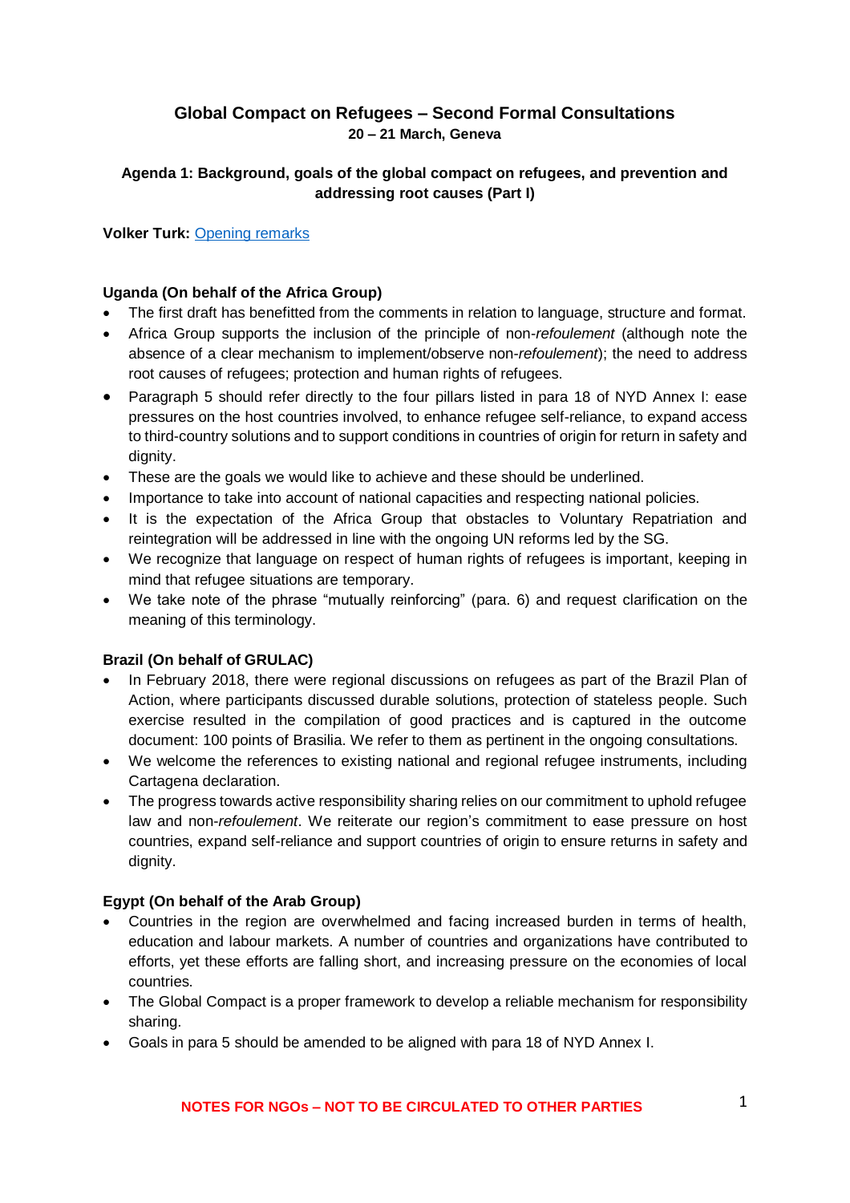# Global Compact on Refugees – Second Formal Consultations

**20 – 21 March, Geneva**

## Agenda 1: Background, goals of the global compact on refugees, and prevention and addressing root causes (Part I)

**Volker Turk:** Opening remarks

**Uganda (On behalf of the Africa Group)**

- The first draft has benefitted from the comments in relation to language, structure and format.
- Africa Group supports the inclusion of the principle of non-*refoulement* (although note the absence of a clear mechanism to implement/observe non-*refoulement*); the need to address root causes of refugees; protection and human rights of refugees.
- Paragraph 5 should refer directly to the four pillars listed in para 18 of NYD Annex I: ease pressures on the host countries involved, to enhance refugee self-reliance, to expand access to third-country solutions and to support conditions in countries of origin for return in safety and dignity.
- These are the goals we would like to achieve and these should be underlined.
- Importance to take into account of national capacities and respecting national policies.
- It is the expectation of the Africa Group that obstacles to Voluntary Repatriation and reintegration will be addressed in line with the ongoing UN reforms led by the SG.
- We recognize that language on respect of human rights of refugees is important, keeping in mind that refugee situations are temporary.
- We take note of the phrase "mutually reinforcing" (para. 6) and request clarification on the meaning of this terminology.

**Brazil (On behalf of GRULAC)**

- In February 2018, there were regional discussions on refugees as part of the Brazil Plan of Action, where participants discussed durable solutions, protection of stateless people. Such exercise resulted in the compilation of good practices and is captured in the outcome document: 100 points of Brasilia. We refer to them as pertinent in the ongoing consultations.
- We welcome the references to existing national and regional refugee instruments, including Cartagena declaration.
- The progress towards active responsibility sharing relies on our commitment to uphold refugee law and non-*refoulement*. We reiterate our region's commitment to ease pressure on host countries, expand self-reliance and support countries of origin to ensure returns in safety and dignity.

**Egypt (On behalf of the Arab Group)**

- Countries in the region are overwhelmed and facing increased burden in terms of health, education and labour markets. A number of countries and organizations have contributed to efforts, yet these efforts are falling short, and increasing pressure on the economies of local countries.
- The Global Compact is a proper framework to develop a reliable mechanism for responsibility sharing.
- Goals in para 5 should be amended to be aligned with para 18 of NYD Annex I.

NOTES FOR NGOs – NOT TO BE CIRCULATED TO OTHER PARTIES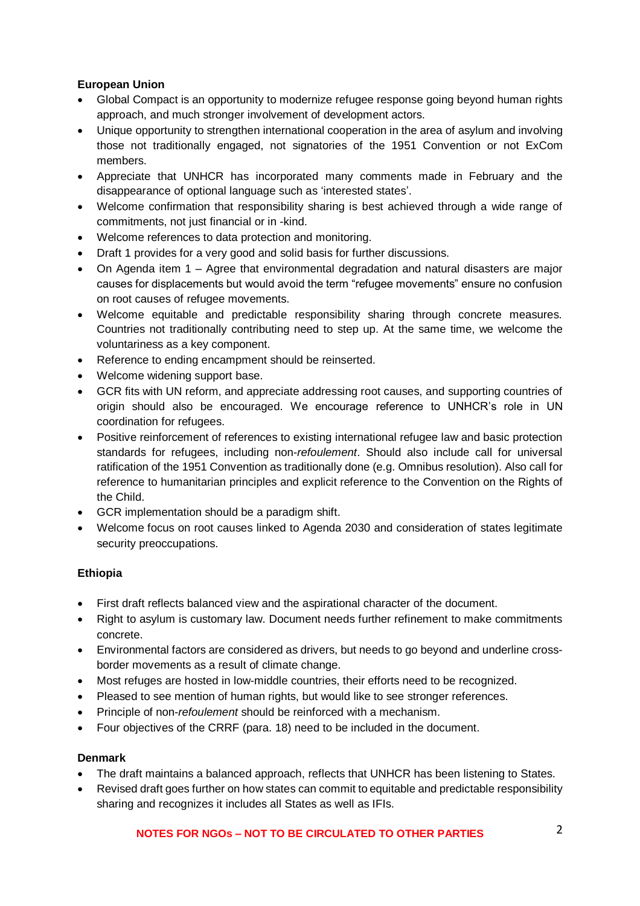**European Union**

- Global Compact is an opportunity to modernize refugee response going beyond human rights approach, and much stronger involvement of development actors.
- Unique opportunity to strengthen international cooperation in the area of asylum and involving those not traditionally engaged, not signatories of the 1951 Convention or not ExCom members.
- Appreciate that UNHCR has incorporated many comments made in February and the disappearance of optional language such as 'interested states'.
- Welcome confirmation that responsibility sharing is best achieved through a wide range of commitments, not just financial or in -kind.
- Welcome references to data protection and monitoring.
- Draft 1 provides for a very good and solid basis for further discussions.
- On Agenda item 1 – Agree that environmental degradation and natural disasters are major causes for displacements but would avoid the term "refugee movements" ensure no confusion on root causes of refugee movements.
- Welcome equitable and predictable responsibility sharing through concrete measures. Countries not traditionally contributing need to step up. At the same time, we welcome the voluntariness as a key component.
- Reference to ending encampment should be reinserted.
- Welcome widening support base.
- GCR fits with UN reform, and appreciate addressing root causes, and supporting countries of origin should also be encouraged. We encourage reference to UNHCR's role in UN coordination for refugees.
- Positive reinforcement of references to existing international refugee law and basic protection standards for refugees, including non-*refoulement*. Should also include call for universal ratification of the 1951 Convention as traditionally done (e.g. Omnibus resolution). Also call for reference to humanitarian principles and explicit reference to the Convention on the Rights of the Child.
- GCR implementation should be a paradigm shift.
- Welcome focus on root causes linked to Agenda 2030 and consideration of states legitimate security preoccupations.

**Ethiopia**

- First draft reflects balanced view and the aspirational character of the document.
- Right to asylum is customary law. Document needs further refinement to make commitments concrete.
- Environmental factors are considered as drivers, but needs to go beyond and underline cross-border movements as a result of climate change.
- Most refuges are hosted in low-middle countries, their efforts need to be recognized.
- Pleased to see mention of human rights, but would like to see stronger references.
- Principle of non-*refoulement* should be reinforced with a mechanism.
- Four objectives of the CRRF (para. 18) need to be included in the document.

**Denmark**

- The draft maintains a balanced approach, reflects that UNHCR has been listening to States.
- Revised draft goes further on how states can commit to equitable and predictable responsibility sharing and recognizes it includes all States as well as IFIs.

**NOTES FOR NGOs – NOT TO BE CIRCULATED TO OTHER PARTIES**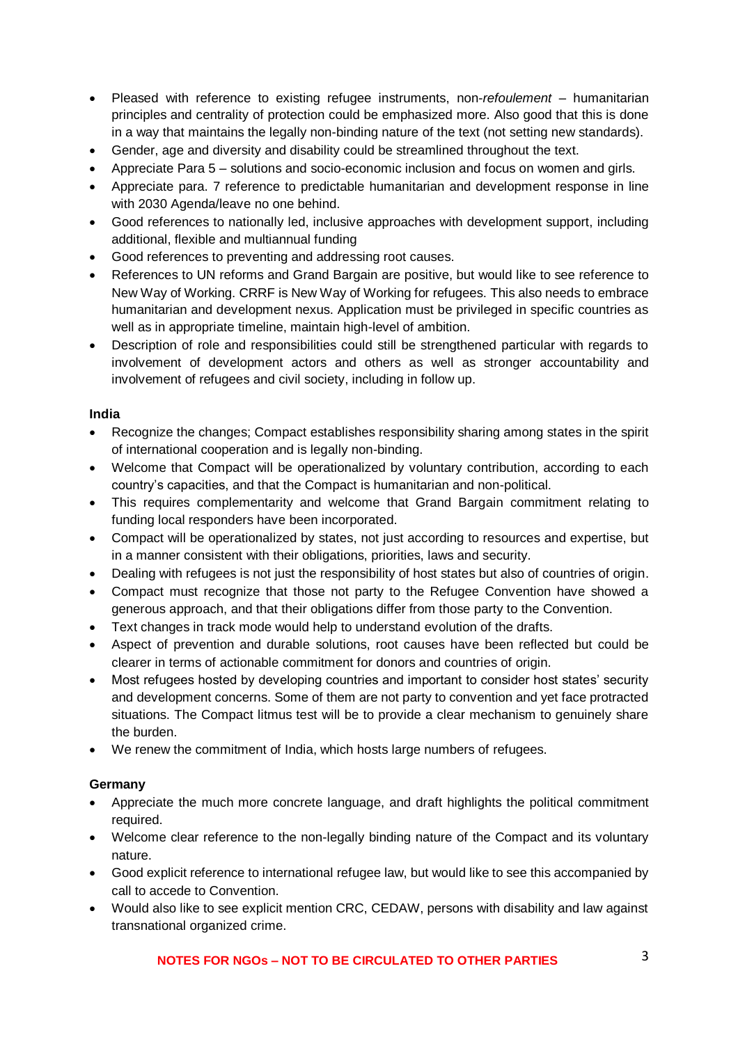- Pleased with reference to existing refugee instruments, non-*refoulement* – humanitarian principles and centrality of protection could be emphasized more. Also good that this is done in a way that maintains the legally non-binding nature of the text (not setting new standards).
- Gender, age and diversity and disability could be streamlined throughout the text.
- Appreciate Para 5 – solutions and socio-economic inclusion and focus on women and girls.
- Appreciate para. 7 reference to predictable humanitarian and development response in line with 2030 Agenda/leave no one behind.
- Good references to nationally led, inclusive approaches with development support, including additional, flexible and multiannual funding
- Good references to preventing and addressing root causes.
- References to UN reforms and Grand Bargain are positive, but would like to see reference to New Way of Working. CRRF is New Way of Working for refugees. This also needs to embrace humanitarian and development nexus. Application must be privileged in specific countries as well as in appropriate timeline, maintain high-level of ambition.
- Description of role and responsibilities could still be strengthened particular with regards to involvement of development actors and others as well as stronger accountability and involvement of refugees and civil society, including in follow up.

**India**

- Recognize the changes; Compact establishes responsibility sharing among states in the spirit of international cooperation and is legally non-binding.
- Welcome that Compact will be operationalized by voluntary contribution, according to each country's capacities, and that the Compact is humanitarian and non-political.
- This requires complementarity and welcome that Grand Bargain commitment relating to funding local responders have been incorporated.
- Compact will be operationalized by states, not just according to resources and expertise, but in a manner consistent with their obligations, priorities, laws and security.
- Dealing with refugees is not just the responsibility of host states but also of countries of origin.
- Compact must recognize that those not party to the Refugee Convention have showed a generous approach, and that their obligations differ from those party to the Convention.
- Text changes in track mode would help to understand evolution of the drafts.
- Aspect of prevention and durable solutions, root causes have been reflected but could be clearer in terms of actionable commitment for donors and countries of origin.
- Most refugees hosted by developing countries and important to consider host states' security and development concerns. Some of them are not party to convention and yet face protracted situations. The Compact litmus test will be to provide a clear mechanism to genuinely share the burden.
- We renew the commitment of India, which hosts large numbers of refugees.

**Germany**

- Appreciate the much more concrete language, and draft highlights the political commitment required.
- Welcome clear reference to the non-legally binding nature of the Compact and its voluntary nature.
- Good explicit reference to international refugee law, but would like to see this accompanied by call to accede to Convention.
- Would also like to see explicit mention CRC, CEDAW, persons with disability and law against transnational organized crime.

**NOTES FOR NGOs – NOT TO BE CIRCULATED TO OTHER PARTIES**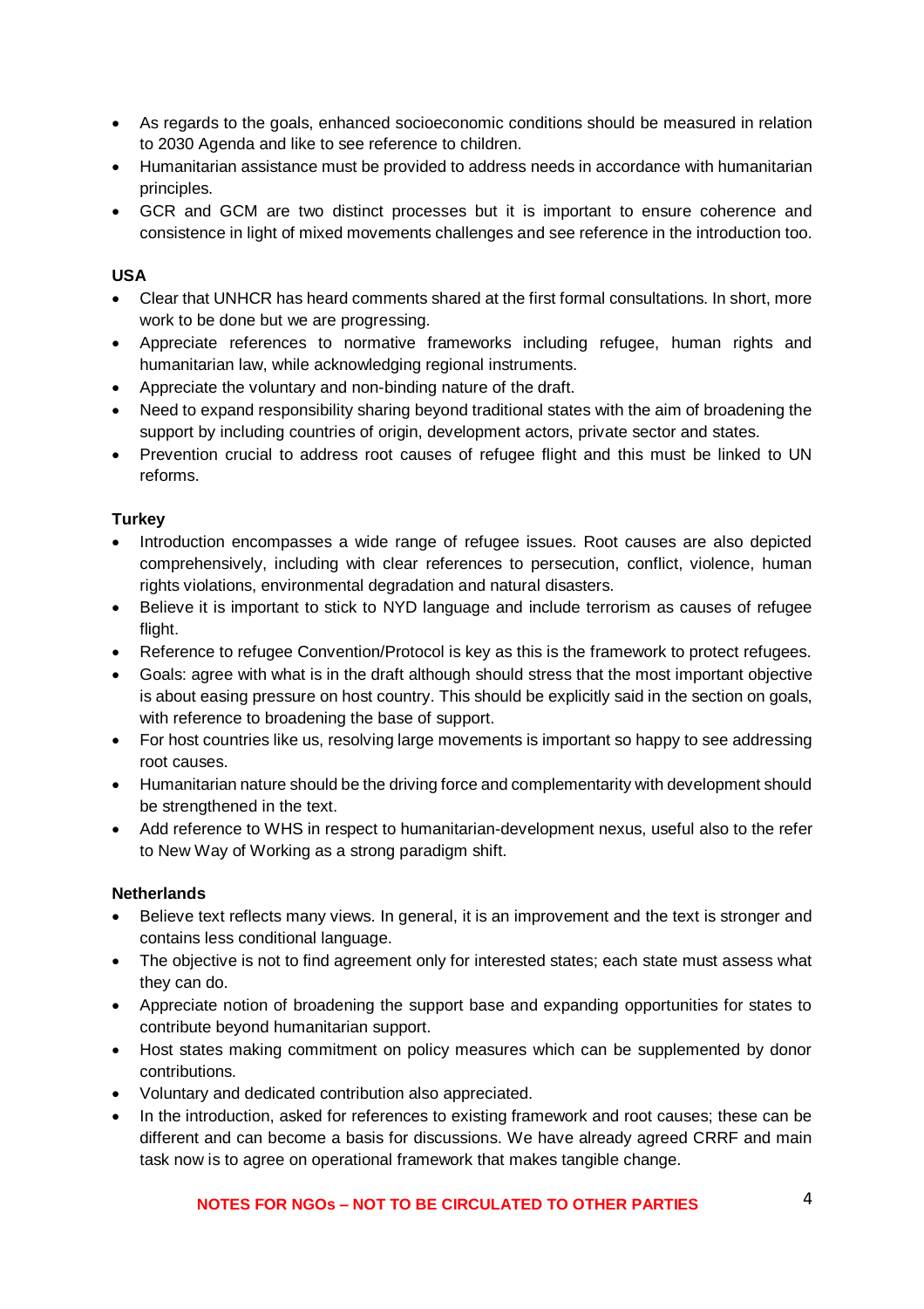- As regards to the goals, enhanced socioeconomic conditions should be measured in relation to 2030 Agenda and like to see reference to children.
- Humanitarian assistance must be provided to address needs in accordance with humanitarian principles.
- GCR and GCM are two distinct processes but it is important to ensure coherence and consistence in light of mixed movements challenges and see reference in the introduction too.

**USA**

- Clear that UNHCR has heard comments shared at the first formal consultations. In short, more work to be done but we are progressing.
- Appreciate references to normative frameworks including refugee, human rights and humanitarian law, while acknowledging regional instruments.
- Appreciate the voluntary and non-binding nature of the draft.
- Need to expand responsibility sharing beyond traditional states with the aim of broadening the support by including countries of origin, development actors, private sector and states.
- Prevention crucial to address root causes of refugee flight and this must be linked to UN reforms.

**Turkey**

- Introduction encompasses a wide range of refugee issues. Root causes are also depicted comprehensively, including with clear references to persecution, conflict, violence, human rights violations, environmental degradation and natural disasters.
- Believe it is important to stick to NYD language and include terrorism as causes of refugee flight.
- Reference to refugee Convention/Protocol is key as this is the framework to protect refugees.
- Goals: agree with what is in the draft although should stress that the most important objective is about easing pressure on host country. This should be explicitly said in the section on goals, with reference to broadening the base of support.
- For host countries like us, resolving large movements is important so happy to see addressing root causes.
- Humanitarian nature should be the driving force and complementarity with development should be strengthened in the text.
- Add reference to WHS in respect to humanitarian-development nexus, useful also to the refer to New Way of Working as a strong paradigm shift.

**Netherlands**

- Believe text reflects many views. In general, it is an improvement and the text is stronger and contains less conditional language.
- The objective is not to find agreement only for interested states; each state must assess what they can do.
- Appreciate notion of broadening the support base and expanding opportunities for states to contribute beyond humanitarian support.
- Host states making commitment on policy measures which can be supplemented by donor contributions.
- Voluntary and dedicated contribution also appreciated.
- In the introduction, asked for references to existing framework and root causes; these can be different and can become a basis for discussions. We have already agreed CRRF and main task now is to agree on operational framework that makes tangible change.

**NOTES FOR NGOs – NOT TO BE CIRCULATED TO OTHER PARTIES**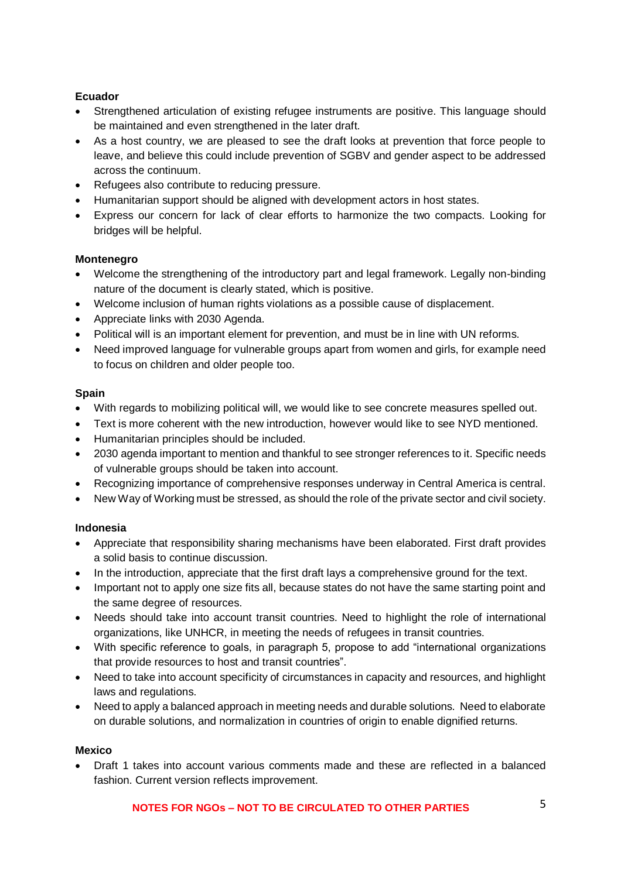**Ecuador**

- Strengthened articulation of existing refugee instruments are positive. This language should be maintained and even strengthened in the later draft.
- As a host country, we are pleased to see the draft looks at prevention that force people to leave, and believe this could include prevention of SGBV and gender aspect to be addressed across the continuum.
- Refugees also contribute to reducing pressure.
- Humanitarian support should be aligned with development actors in host states.
- Express our concern for lack of clear efforts to harmonize the two compacts. Looking for bridges will be helpful.

**Montenegro**

- Welcome the strengthening of the introductory part and legal framework. Legally non-binding nature of the document is clearly stated, which is positive.
- Welcome inclusion of human rights violations as a possible cause of displacement.
- Appreciate links with 2030 Agenda.
- Political will is an important element for prevention, and must be in line with UN reforms.
- Need improved language for vulnerable groups apart from women and girls, for example need to focus on children and older people too.

**Spain**

- With regards to mobilizing political will, we would like to see concrete measures spelled out.
- Text is more coherent with the new introduction, however would like to see NYD mentioned.
- Humanitarian principles should be included.
- 2030 agenda important to mention and thankful to see stronger references to it. Specific needs of vulnerable groups should be taken into account.
- Recognizing importance of comprehensive responses underway in Central America is central.
- New Way of Working must be stressed, as should the role of the private sector and civil society.

**Indonesia**

- Appreciate that responsibility sharing mechanisms have been elaborated. First draft provides a solid basis to continue discussion.
- In the introduction, appreciate that the first draft lays a comprehensive ground for the text.
- Important not to apply one size fits all, because states do not have the same starting point and the same degree of resources.
- Needs should take into account transit countries. Need to highlight the role of international organizations, like UNHCR, in meeting the needs of refugees in transit countries.
- With specific reference to goals, in paragraph 5, propose to add "international organizations that provide resources to host and transit countries".
- Need to take into account specificity of circumstances in capacity and resources, and highlight laws and regulations.
- Need to apply a balanced approach in meeting needs and durable solutions. Need to elaborate on durable solutions, and normalization in countries of origin to enable dignified returns.

**Mexico**

- Draft 1 takes into account various comments made and these are reflected in a balanced fashion. Current version reflects improvement.

**NOTES FOR NGOs – NOT TO BE CIRCULATED TO OTHER PARTIES**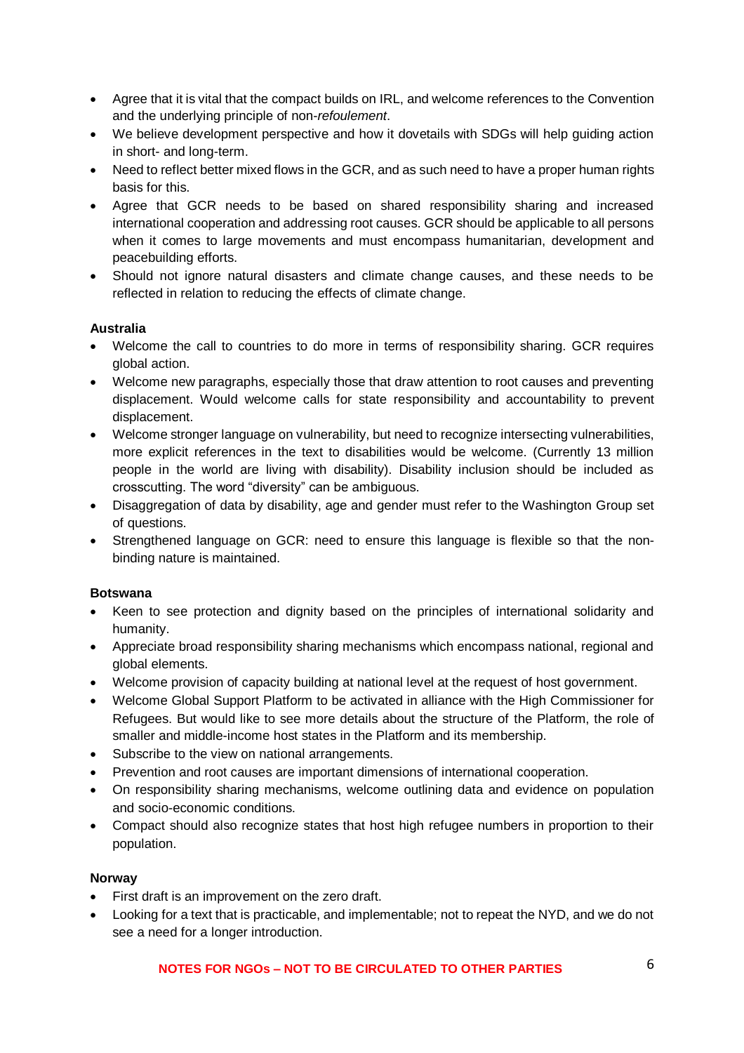- Agree that it is vital that the compact builds on IRL, and welcome references to the Convention and the underlying principle of non-*refoulement*.
- We believe development perspective and how it dovetails with SDGs will help guiding action in short- and long-term.
- Need to reflect better mixed flows in the GCR, and as such need to have a proper human rights basis for this.
- Agree that GCR needs to be based on shared responsibility sharing and increased international cooperation and addressing root causes. GCR should be applicable to all persons when it comes to large movements and must encompass humanitarian, development and peacebuilding efforts.
- Should not ignore natural disasters and climate change causes, and these needs to be reflected in relation to reducing the effects of climate change.

**Australia**

- Welcome the call to countries to do more in terms of responsibility sharing. GCR requires global action.
- Welcome new paragraphs, especially those that draw attention to root causes and preventing displacement. Would welcome calls for state responsibility and accountability to prevent displacement.
- Welcome stronger language on vulnerability, but need to recognize intersecting vulnerabilities, more explicit references in the text to disabilities would be welcome. (Currently 13 million people in the world are living with disability). Disability inclusion should be included as crosscutting. The word "diversity" can be ambiguous.
- Disaggregation of data by disability, age and gender must refer to the Washington Group set of questions.
- Strengthened language on GCR: need to ensure this language is flexible so that the non-binding nature is maintained.

**Botswana**

- Keen to see protection and dignity based on the principles of international solidarity and humanity.
- Appreciate broad responsibility sharing mechanisms which encompass national, regional and global elements.
- Welcome provision of capacity building at national level at the request of host government.
- Welcome Global Support Platform to be activated in alliance with the High Commissioner for Refugees. But would like to see more details about the structure of the Platform, the role of smaller and middle-income host states in the Platform and its membership.
- Subscribe to the view on national arrangements.
- Prevention and root causes are important dimensions of international cooperation.
- On responsibility sharing mechanisms, welcome outlining data and evidence on population and socio-economic conditions.
- Compact should also recognize states that host high refugee numbers in proportion to their population.

**Norway**

- First draft is an improvement on the zero draft.
- Looking for a text that is practicable, and implementable; not to repeat the NYD, and we do not see a need for a longer introduction.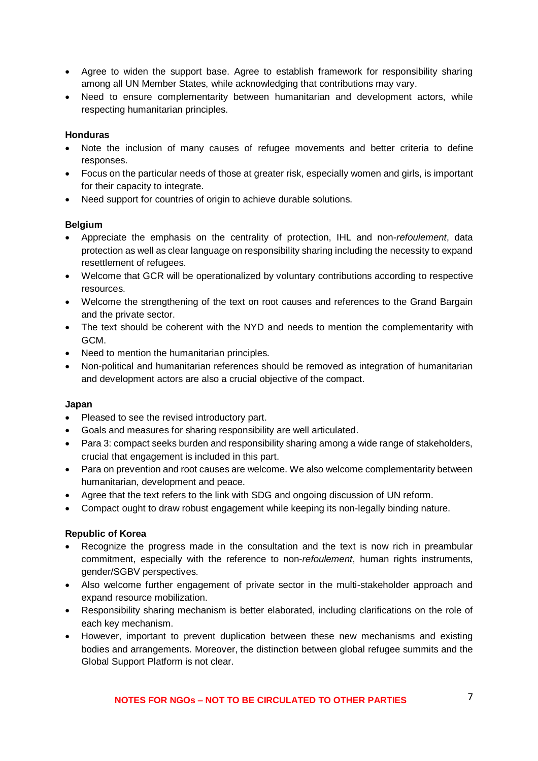- Agree to widen the support base. Agree to establish framework for responsibility sharing among all UN Member States, while acknowledging that contributions may vary.
- Need to ensure complementarity between humanitarian and development actors, while respecting humanitarian principles.

**Honduras**

- Note the inclusion of many causes of refugee movements and better criteria to define responses.
- Focus on the particular needs of those at greater risk, especially women and girls, is important for their capacity to integrate.
- Need support for countries of origin to achieve durable solutions.

**Belgium**

- Appreciate the emphasis on the centrality of protection, IHL and non-*refoulement*, data protection as well as clear language on responsibility sharing including the necessity to expand resettlement of refugees.
- Welcome that GCR will be operationalized by voluntary contributions according to respective resources.
- Welcome the strengthening of the text on root causes and references to the Grand Bargain and the private sector.
- The text should be coherent with the NYD and needs to mention the complementarity with GCM.
- Need to mention the humanitarian principles.
- Non-political and humanitarian references should be removed as integration of humanitarian and development actors are also a crucial objective of the compact.

**Japan**

- Pleased to see the revised introductory part.
- Goals and measures for sharing responsibility are well articulated.
- Para 3: compact seeks burden and responsibility sharing among a wide range of stakeholders, crucial that engagement is included in this part.
- Para on prevention and root causes are welcome. We also welcome complementarity between humanitarian, development and peace.
- Agree that the text refers to the link with SDG and ongoing discussion of UN reform.
- Compact ought to draw robust engagement while keeping its non-legally binding nature.

**Republic of Korea**

- Recognize the progress made in the consultation and the text is now rich in preambular commitment, especially with the reference to non-*refoulement*, human rights instruments, gender/SGBV perspectives.
- Also welcome further engagement of private sector in the multi-stakeholder approach and expand resource mobilization.
- Responsibility sharing mechanism is better elaborated, including clarifications on the role of each key mechanism.
- However, important to prevent duplication between these new mechanisms and existing bodies and arrangements. Moreover, the distinction between global refugee summits and the Global Support Platform is not clear.

NOTES FOR NGOs – NOT TO BE CIRCULATED TO OTHER PARTIES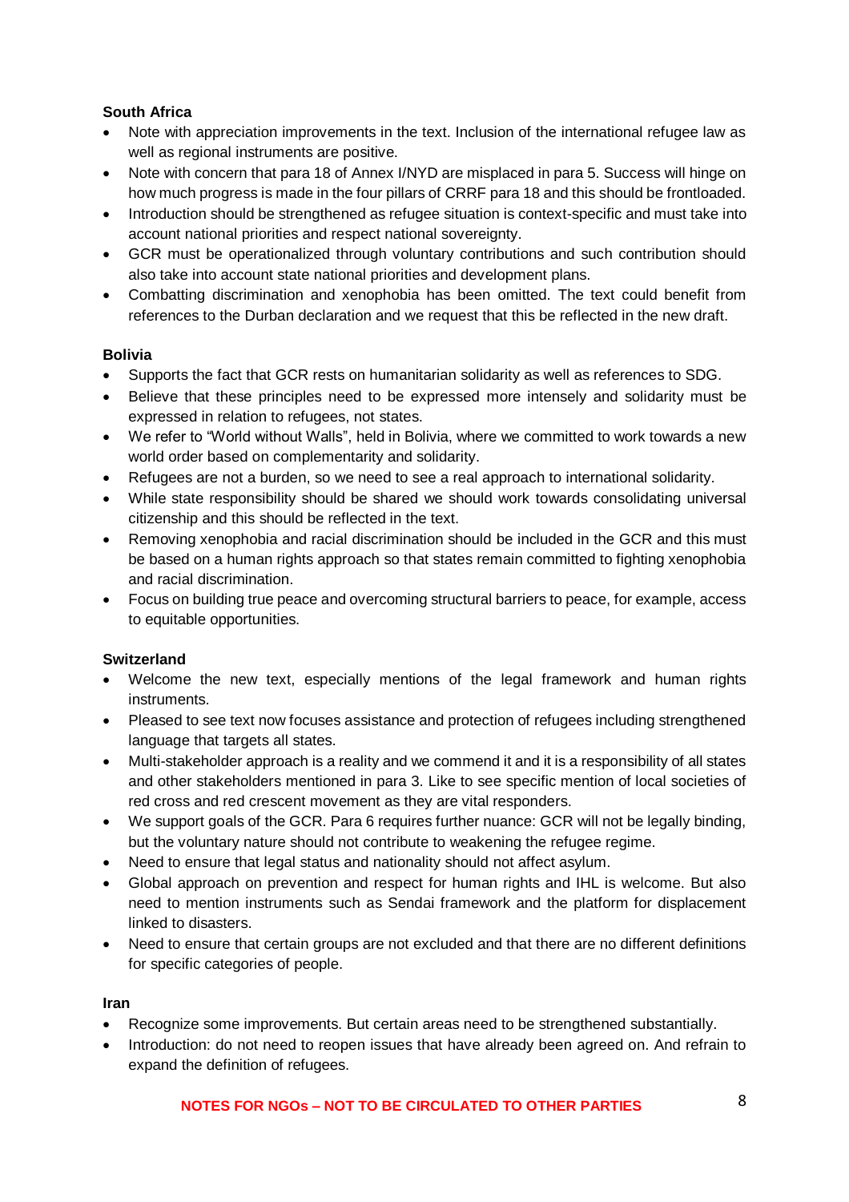**South Africa**

- Note with appreciation improvements in the text. Inclusion of the international refugee law as well as regional instruments are positive.
- Note with concern that para 18 of Annex I/NYD are misplaced in para 5. Success will hinge on how much progress is made in the four pillars of CRRF para 18 and this should be frontloaded.
- Introduction should be strengthened as refugee situation is context-specific and must take into account national priorities and respect national sovereignty.
- GCR must be operationalized through voluntary contributions and such contribution should also take into account state national priorities and development plans.
- Combatting discrimination and xenophobia has been omitted. The text could benefit from references to the Durban declaration and we request that this be reflected in the new draft.

**Bolivia**

- Supports the fact that GCR rests on humanitarian solidarity as well as references to SDG.
- Believe that these principles need to be expressed more intensely and solidarity must be expressed in relation to refugees, not states.
- We refer to "World without Walls", held in Bolivia, where we committed to work towards a new world order based on complementarity and solidarity.
- Refugees are not a burden, so we need to see a real approach to international solidarity.
- While state responsibility should be shared we should work towards consolidating universal citizenship and this should be reflected in the text.
- Removing xenophobia and racial discrimination should be included in the GCR and this must be based on a human rights approach so that states remain committed to fighting xenophobia and racial discrimination.
- Focus on building true peace and overcoming structural barriers to peace, for example, access to equitable opportunities.

**Switzerland**

- Welcome the new text, especially mentions of the legal framework and human rights instruments.
- Pleased to see text now focuses assistance and protection of refugees including strengthened language that targets all states.
- Multi-stakeholder approach is a reality and we commend it and it is a responsibility of all states and other stakeholders mentioned in para 3. Like to see specific mention of local societies of red cross and red crescent movement as they are vital responders.
- We support goals of the GCR. Para 6 requires further nuance: GCR will not be legally binding, but the voluntary nature should not contribute to weakening the refugee regime.
- Need to ensure that legal status and nationality should not affect asylum.
- Global approach on prevention and respect for human rights and IHL is welcome. But also need to mention instruments such as Sendai framework and the platform for displacement linked to disasters.
- Need to ensure that certain groups are not excluded and that there are no different definitions for specific categories of people.

**Iran**

- Recognize some improvements. But certain areas need to be strengthened substantially.
- Introduction: do not need to reopen issues that have already been agreed on. And refrain to expand the definition of refugees.

NOTES FOR NGOs – NOT TO BE CIRCULATED TO OTHER PARTIES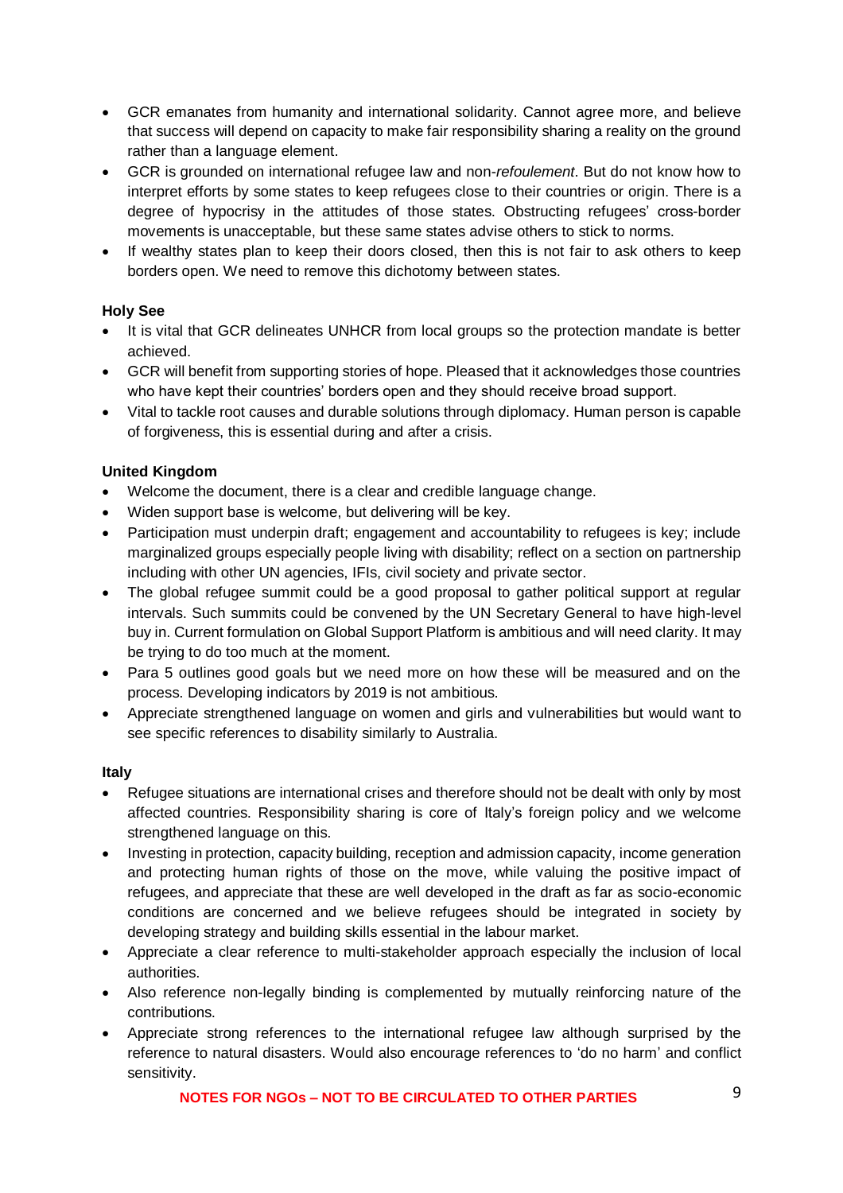- GCR emanates from humanity and international solidarity. Cannot agree more, and believe that success will depend on capacity to make fair responsibility sharing a reality on the ground rather than a language element.
- GCR is grounded on international refugee law and non-*refoulement*. But do not know how to interpret efforts by some states to keep refugees close to their countries or origin. There is a degree of hypocrisy in the attitudes of those states. Obstructing refugees' cross-border movements is unacceptable, but these same states advise others to stick to norms.
- If wealthy states plan to keep their doors closed, then this is not fair to ask others to keep borders open. We need to remove this dichotomy between states.

**Holy See**

- It is vital that GCR delineates UNHCR from local groups so the protection mandate is better achieved.
- GCR will benefit from supporting stories of hope. Pleased that it acknowledges those countries who have kept their countries' borders open and they should receive broad support.
- Vital to tackle root causes and durable solutions through diplomacy. Human person is capable of forgiveness, this is essential during and after a crisis.

**United Kingdom**

- Welcome the document, there is a clear and credible language change.
- Widen support base is welcome, but delivering will be key.
- Participation must underpin draft; engagement and accountability to refugees is key; include marginalized groups especially people living with disability; reflect on a section on partnership including with other UN agencies, IFIs, civil society and private sector.
- The global refugee summit could be a good proposal to gather political support at regular intervals. Such summits could be convened by the UN Secretary General to have high-level buy in. Current formulation on Global Support Platform is ambitious and will need clarity. It may be trying to do too much at the moment.
- Para 5 outlines good goals but we need more on how these will be measured and on the process. Developing indicators by 2019 is not ambitious.
- Appreciate strengthened language on women and girls and vulnerabilities but would want to see specific references to disability similarly to Australia.

**Italy**

- Refugee situations are international crises and therefore should not be dealt with only by most affected countries. Responsibility sharing is core of Italy's foreign policy and we welcome strengthened language on this.
- Investing in protection, capacity building, reception and admission capacity, income generation and protecting human rights of those on the move, while valuing the positive impact of refugees, and appreciate that these are well developed in the draft as far as socio-economic conditions are concerned and we believe refugees should be integrated in society by developing strategy and building skills essential in the labour market.
- Appreciate a clear reference to multi-stakeholder approach especially the inclusion of local authorities.
- Also reference non-legally binding is complemented by mutually reinforcing nature of the contributions.
- Appreciate strong references to the international refugee law although surprised by the reference to natural disasters. Would also encourage references to 'do no harm' and conflict sensitivity.

**NOTES FOR NGOs – NOT TO BE CIRCULATED TO OTHER PARTIES**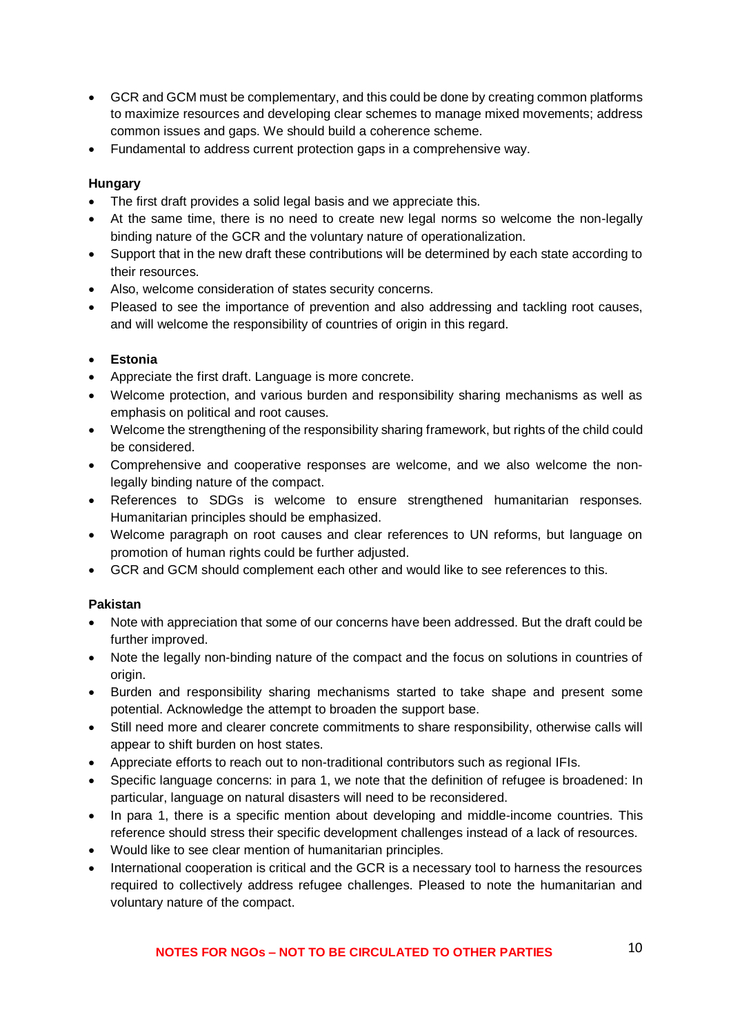- GCR and GCM must be complementary, and this could be done by creating common platforms to maximize resources and developing clear schemes to manage mixed movements; address common issues and gaps. We should build a coherence scheme.
- Fundamental to address current protection gaps in a comprehensive way.

**Hungary**

- The first draft provides a solid legal basis and we appreciate this.
- At the same time, there is no need to create new legal norms so welcome the non-legally binding nature of the GCR and the voluntary nature of operationalization.
- Support that in the new draft these contributions will be determined by each state according to their resources.
- Also, welcome consideration of states security concerns.
- Pleased to see the importance of prevention and also addressing and tackling root causes, and will welcome the responsibility of countries of origin in this regard.

- **Estonia**
- Appreciate the first draft. Language is more concrete.
- Welcome protection, and various burden and responsibility sharing mechanisms as well as emphasis on political and root causes.
- Welcome the strengthening of the responsibility sharing framework, but rights of the child could be considered.
- Comprehensive and cooperative responses are welcome, and we also welcome the non-legally binding nature of the compact.
- References to SDGs is welcome to ensure strengthened humanitarian responses. Humanitarian principles should be emphasized.
- Welcome paragraph on root causes and clear references to UN reforms, but language on promotion of human rights could be further adjusted.
- GCR and GCM should complement each other and would like to see references to this.

**Pakistan**

- Note with appreciation that some of our concerns have been addressed. But the draft could be further improved.
- Note the legally non-binding nature of the compact and the focus on solutions in countries of origin.
- Burden and responsibility sharing mechanisms started to take shape and present some potential. Acknowledge the attempt to broaden the support base.
- Still need more and clearer concrete commitments to share responsibility, otherwise calls will appear to shift burden on host states.
- Appreciate efforts to reach out to non-traditional contributors such as regional IFIs.
- Specific language concerns: in para 1, we note that the definition of refugee is broadened: In particular, language on natural disasters will need to be reconsidered.
- In para 1, there is a specific mention about developing and middle-income countries. This reference should stress their specific development challenges instead of a lack of resources.
- Would like to see clear mention of humanitarian principles.
- International cooperation is critical and the GCR is a necessary tool to harness the resources required to collectively address refugee challenges. Pleased to note the humanitarian and voluntary nature of the compact.

**NOTES FOR NGOs – NOT TO BE CIRCULATED TO OTHER PARTIES**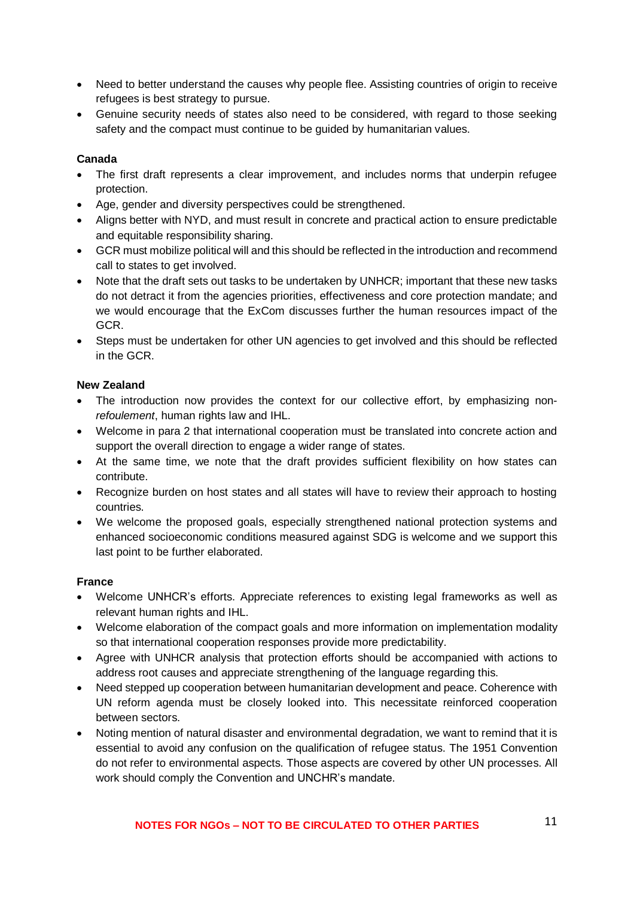- Need to better understand the causes why people flee. Assisting countries of origin to receive refugees is best strategy to pursue.
- Genuine security needs of states also need to be considered, with regard to those seeking safety and the compact must continue to be guided by humanitarian values.

**Canada**

- The first draft represents a clear improvement, and includes norms that underpin refugee protection.
- Age, gender and diversity perspectives could be strengthened.
- Aligns better with NYD, and must result in concrete and practical action to ensure predictable and equitable responsibility sharing.
- GCR must mobilize political will and this should be reflected in the introduction and recommend call to states to get involved.
- Note that the draft sets out tasks to be undertaken by UNHCR; important that these new tasks do not detract it from the agencies priorities, effectiveness and core protection mandate; and we would encourage that the ExCom discusses further the human resources impact of the GCR.
- Steps must be undertaken for other UN agencies to get involved and this should be reflected in the GCR.

**New Zealand**

- The introduction now provides the context for our collective effort, by emphasizing non-*refoulement*, human rights law and IHL.
- Welcome in para 2 that international cooperation must be translated into concrete action and support the overall direction to engage a wider range of states.
- At the same time, we note that the draft provides sufficient flexibility on how states can contribute.
- Recognize burden on host states and all states will have to review their approach to hosting countries.
- We welcome the proposed goals, especially strengthened national protection systems and enhanced socioeconomic conditions measured against SDG is welcome and we support this last point to be further elaborated.

**France**

- Welcome UNHCR's efforts. Appreciate references to existing legal frameworks as well as relevant human rights and IHL.
- Welcome elaboration of the compact goals and more information on implementation modality so that international cooperation responses provide more predictability.
- Agree with UNHCR analysis that protection efforts should be accompanied with actions to address root causes and appreciate strengthening of the language regarding this.
- Need stepped up cooperation between humanitarian development and peace. Coherence with UN reform agenda must be closely looked into. This necessitate reinforced cooperation between sectors.
- Noting mention of natural disaster and environmental degradation, we want to remind that it is essential to avoid any confusion on the qualification of refugee status. The 1951 Convention do not refer to environmental aspects. Those aspects are covered by other UN processes. All work should comply the Convention and UNCHR's mandate.

**NOTES FOR NGOs – NOT TO BE CIRCULATED TO OTHER PARTIES**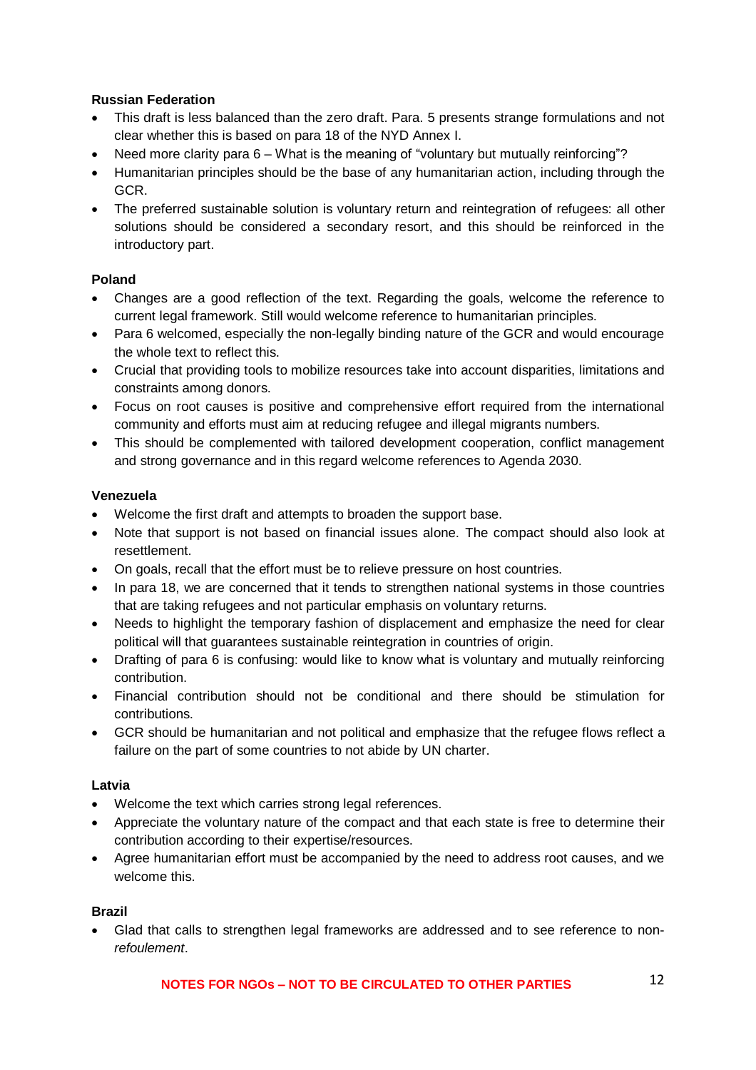**Russian Federation**

- This draft is less balanced than the zero draft. Para. 5 presents strange formulations and not clear whether this is based on para 18 of the NYD Annex I.
- Need more clarity para 6 – What is the meaning of "voluntary but mutually reinforcing"?
- Humanitarian principles should be the base of any humanitarian action, including through the GCR.
- The preferred sustainable solution is voluntary return and reintegration of refugees: all other solutions should be considered a secondary resort, and this should be reinforced in the introductory part.

**Poland**

- Changes are a good reflection of the text. Regarding the goals, welcome the reference to current legal framework. Still would welcome reference to humanitarian principles.
- Para 6 welcomed, especially the non-legally binding nature of the GCR and would encourage the whole text to reflect this.
- Crucial that providing tools to mobilize resources take into account disparities, limitations and constraints among donors.
- Focus on root causes is positive and comprehensive effort required from the international community and efforts must aim at reducing refugee and illegal migrants numbers.
- This should be complemented with tailored development cooperation, conflict management and strong governance and in this regard welcome references to Agenda 2030.

**Venezuela**

- Welcome the first draft and attempts to broaden the support base.
- Note that support is not based on financial issues alone. The compact should also look at resettlement.
- On goals, recall that the effort must be to relieve pressure on host countries.
- In para 18, we are concerned that it tends to strengthen national systems in those countries that are taking refugees and not particular emphasis on voluntary returns.
- Needs to highlight the temporary fashion of displacement and emphasize the need for clear political will that guarantees sustainable reintegration in countries of origin.
- Drafting of para 6 is confusing: would like to know what is voluntary and mutually reinforcing contribution.
- Financial contribution should not be conditional and there should be stimulation for contributions.
- GCR should be humanitarian and not political and emphasize that the refugee flows reflect a failure on the part of some countries to not abide by UN charter.

**Latvia**

- Welcome the text which carries strong legal references.
- Appreciate the voluntary nature of the compact and that each state is free to determine their contribution according to their expertise/resources.
- Agree humanitarian effort must be accompanied by the need to address root causes, and we welcome this.

**Brazil**

- Glad that calls to strengthen legal frameworks are addressed and to see reference to non-*refoulement*.

**NOTES FOR NGOs – NOT TO BE CIRCULATED TO OTHER PARTIES**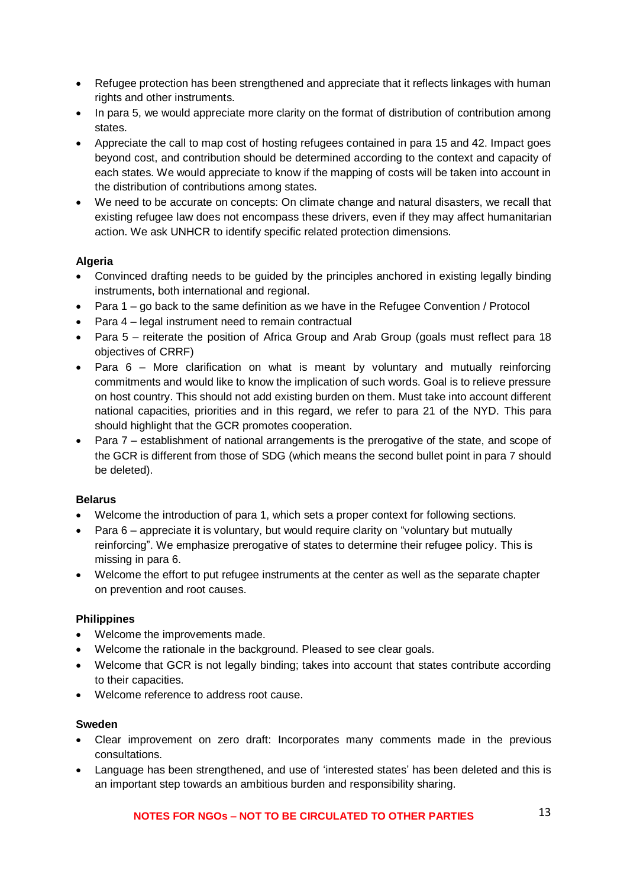- Refugee protection has been strengthened and appreciate that it reflects linkages with human rights and other instruments.
- In para 5, we would appreciate more clarity on the format of distribution of contribution among states.
- Appreciate the call to map cost of hosting refugees contained in para 15 and 42. Impact goes beyond cost, and contribution should be determined according to the context and capacity of each states. We would appreciate to know if the mapping of costs will be taken into account in the distribution of contributions among states.
- We need to be accurate on concepts: On climate change and natural disasters, we recall that existing refugee law does not encompass these drivers, even if they may affect humanitarian action. We ask UNHCR to identify specific related protection dimensions.

**Algeria**

- Convinced drafting needs to be guided by the principles anchored in existing legally binding instruments, both international and regional.
- Para 1 – go back to the same definition as we have in the Refugee Convention / Protocol
- Para 4 – legal instrument need to remain contractual
- Para 5 – reiterate the position of Africa Group and Arab Group (goals must reflect para 18 objectives of CRRF)
- Para 6 – More clarification on what is meant by voluntary and mutually reinforcing commitments and would like to know the implication of such words. Goal is to relieve pressure on host country. This should not add existing burden on them. Must take into account different national capacities, priorities and in this regard, we refer to para 21 of the NYD. This para should highlight that the GCR promotes cooperation.
- Para 7 – establishment of national arrangements is the prerogative of the state, and scope of the GCR is different from those of SDG (which means the second bullet point in para 7 should be deleted).

**Belarus**

- Welcome the introduction of para 1, which sets a proper context for following sections.
- Para 6 – appreciate it is voluntary, but would require clarity on "voluntary but mutually reinforcing". We emphasize prerogative of states to determine their refugee policy. This is missing in para 6.
- Welcome the effort to put refugee instruments at the center as well as the separate chapter on prevention and root causes.

**Philippines**

- Welcome the improvements made.
- Welcome the rationale in the background. Pleased to see clear goals.
- Welcome that GCR is not legally binding; takes into account that states contribute according to their capacities.
- Welcome reference to address root cause.

**Sweden**

- Clear improvement on zero draft: Incorporates many comments made in the previous consultations.
- Language has been strengthened, and use of 'interested states' has been deleted and this is an important step towards an ambitious burden and responsibility sharing.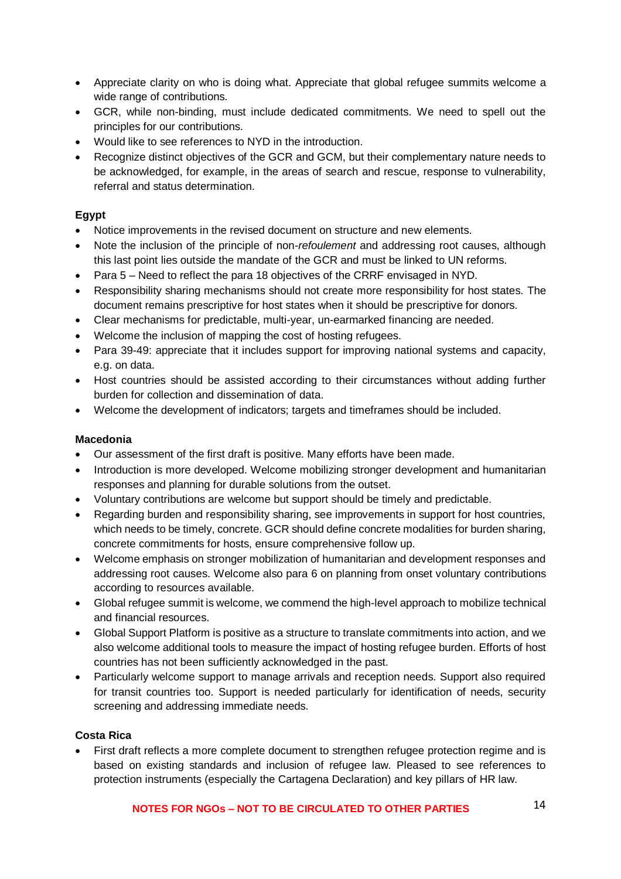- Appreciate clarity on who is doing what. Appreciate that global refugee summits welcome a wide range of contributions.
- GCR, while non-binding, must include dedicated commitments. We need to spell out the principles for our contributions.
- Would like to see references to NYD in the introduction.
- Recognize distinct objectives of the GCR and GCM, but their complementary nature needs to be acknowledged, for example, in the areas of search and rescue, response to vulnerability, referral and status determination.

**Egypt**

- Notice improvements in the revised document on structure and new elements.
- Note the inclusion of the principle of non-*refoulement* and addressing root causes, although this last point lies outside the mandate of the GCR and must be linked to UN reforms.
- Para 5 – Need to reflect the para 18 objectives of the CRRF envisaged in NYD.
- Responsibility sharing mechanisms should not create more responsibility for host states. The document remains prescriptive for host states when it should be prescriptive for donors.
- Clear mechanisms for predictable, multi-year, un-earmarked financing are needed.
- Welcome the inclusion of mapping the cost of hosting refugees.
- Para 39-49: appreciate that it includes support for improving national systems and capacity, e.g. on data.
- Host countries should be assisted according to their circumstances without adding further burden for collection and dissemination of data.
- Welcome the development of indicators; targets and timeframes should be included.

**Macedonia**

- Our assessment of the first draft is positive. Many efforts have been made.
- Introduction is more developed. Welcome mobilizing stronger development and humanitarian responses and planning for durable solutions from the outset.
- Voluntary contributions are welcome but support should be timely and predictable.
- Regarding burden and responsibility sharing, see improvements in support for host countries, which needs to be timely, concrete. GCR should define concrete modalities for burden sharing, concrete commitments for hosts, ensure comprehensive follow up.
- Welcome emphasis on stronger mobilization of humanitarian and development responses and addressing root causes. Welcome also para 6 on planning from onset voluntary contributions according to resources available.
- Global refugee summit is welcome, we commend the high-level approach to mobilize technical and financial resources.
- Global Support Platform is positive as a structure to translate commitments into action, and we also welcome additional tools to measure the impact of hosting refugee burden. Efforts of host countries has not been sufficiently acknowledged in the past.
- Particularly welcome support to manage arrivals and reception needs. Support also required for transit countries too. Support is needed particularly for identification of needs, security screening and addressing immediate needs.

**Costa Rica**

- First draft reflects a more complete document to strengthen refugee protection regime and is based on existing standards and inclusion of refugee law. Pleased to see references to protection instruments (especially the Cartagena Declaration) and key pillars of HR law.

**NOTES FOR NGOs – NOT TO BE CIRCULATED TO OTHER PARTIES**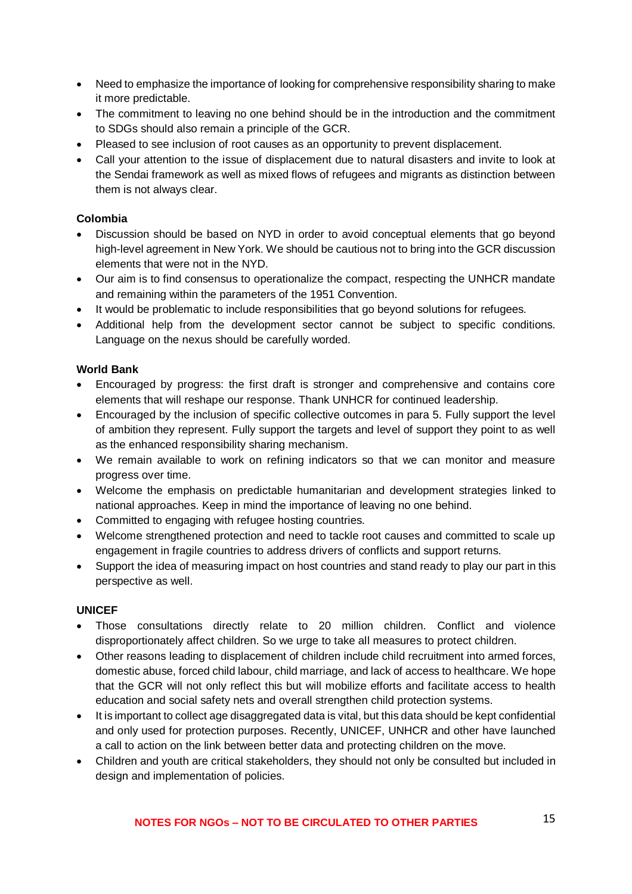- Need to emphasize the importance of looking for comprehensive responsibility sharing to make it more predictable.
- The commitment to leaving no one behind should be in the introduction and the commitment to SDGs should also remain a principle of the GCR.
- Pleased to see inclusion of root causes as an opportunity to prevent displacement.
- Call your attention to the issue of displacement due to natural disasters and invite to look at the Sendai framework as well as mixed flows of refugees and migrants as distinction between them is not always clear.

**Colombia**

- Discussion should be based on NYD in order to avoid conceptual elements that go beyond high-level agreement in New York. We should be cautious not to bring into the GCR discussion elements that were not in the NYD.
- Our aim is to find consensus to operationalize the compact, respecting the UNHCR mandate and remaining within the parameters of the 1951 Convention.
- It would be problematic to include responsibilities that go beyond solutions for refugees.
- Additional help from the development sector cannot be subject to specific conditions. Language on the nexus should be carefully worded.

**World Bank**

- Encouraged by progress: the first draft is stronger and comprehensive and contains core elements that will reshape our response. Thank UNHCR for continued leadership.
- Encouraged by the inclusion of specific collective outcomes in para 5. Fully support the level of ambition they represent. Fully support the targets and level of support they point to as well as the enhanced responsibility sharing mechanism.
- We remain available to work on refining indicators so that we can monitor and measure progress over time.
- Welcome the emphasis on predictable humanitarian and development strategies linked to national approaches. Keep in mind the importance of leaving no one behind.
- Committed to engaging with refugee hosting countries.
- Welcome strengthened protection and need to tackle root causes and committed to scale up engagement in fragile countries to address drivers of conflicts and support returns.
- Support the idea of measuring impact on host countries and stand ready to play our part in this perspective as well.

**UNICEF**

- Those consultations directly relate to 20 million children. Conflict and violence disproportionately affect children. So we urge to take all measures to protect children.
- Other reasons leading to displacement of children include child recruitment into armed forces, domestic abuse, forced child labour, child marriage, and lack of access to healthcare. We hope that the GCR will not only reflect this but will mobilize efforts and facilitate access to health education and social safety nets and overall strengthen child protection systems.
- It is important to collect age disaggregated data is vital, but this data should be kept confidential and only used for protection purposes. Recently, UNICEF, UNHCR and other have launched a call to action on the link between better data and protecting children on the move.
- Children and youth are critical stakeholders, they should not only be consulted but included in design and implementation of policies.

**NOTES FOR NGOs – NOT TO BE CIRCULATED TO OTHER PARTIES**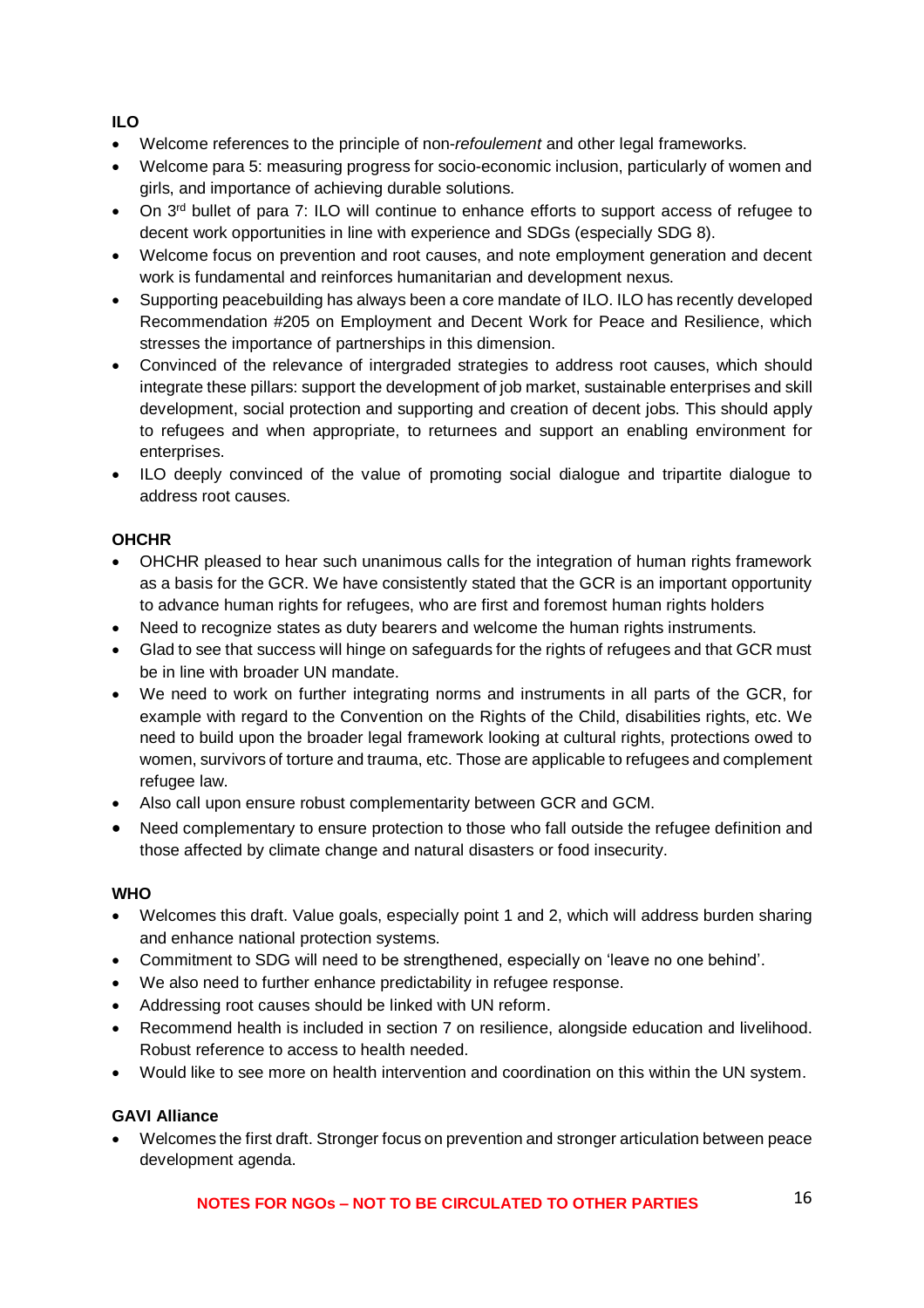**ILO**

- Welcome references to the principle of non-*refoulement* and other legal frameworks.
- Welcome para 5: measuring progress for socio-economic inclusion, particularly of women and girls, and importance of achieving durable solutions.
- On 3rd bullet of para 7: ILO will continue to enhance efforts to support access of refugee to decent work opportunities in line with experience and SDGs (especially SDG 8).
- Welcome focus on prevention and root causes, and note employment generation and decent work is fundamental and reinforces humanitarian and development nexus.
- Supporting peacebuilding has always been a core mandate of ILO. ILO has recently developed Recommendation #205 on Employment and Decent Work for Peace and Resilience, which stresses the importance of partnerships in this dimension.
- Convinced of the relevance of intergraded strategies to address root causes, which should integrate these pillars: support the development of job market, sustainable enterprises and skill development, social protection and supporting and creation of decent jobs. This should apply to refugees and when appropriate, to returnees and support an enabling environment for enterprises.
- ILO deeply convinced of the value of promoting social dialogue and tripartite dialogue to address root causes.

**OHCHR**

- OHCHR pleased to hear such unanimous calls for the integration of human rights framework as a basis for the GCR. We have consistently stated that the GCR is an important opportunity to advance human rights for refugees, who are first and foremost human rights holders
- Need to recognize states as duty bearers and welcome the human rights instruments.
- Glad to see that success will hinge on safeguards for the rights of refugees and that GCR must be in line with broader UN mandate.
- We need to work on further integrating norms and instruments in all parts of the GCR, for example with regard to the Convention on the Rights of the Child, disabilities rights, etc. We need to build upon the broader legal framework looking at cultural rights, protections owed to women, survivors of torture and trauma, etc. Those are applicable to refugees and complement refugee law.
- Also call upon ensure robust complementarity between GCR and GCM.
- Need complementary to ensure protection to those who fall outside the refugee definition and those affected by climate change and natural disasters or food insecurity.

**WHO**

- Welcomes this draft. Value goals, especially point 1 and 2, which will address burden sharing and enhance national protection systems.
- Commitment to SDG will need to be strengthened, especially on 'leave no one behind'.
- We also need to further enhance predictability in refugee response.
- Addressing root causes should be linked with UN reform.
- Recommend health is included in section 7 on resilience, alongside education and livelihood. Robust reference to access to health needed.
- Would like to see more on health intervention and coordination on this within the UN system.

**GAVI Alliance**

- Welcomes the first draft. Stronger focus on prevention and stronger articulation between peace development agenda.

**NOTES FOR NGOs – NOT TO BE CIRCULATED TO OTHER PARTIES**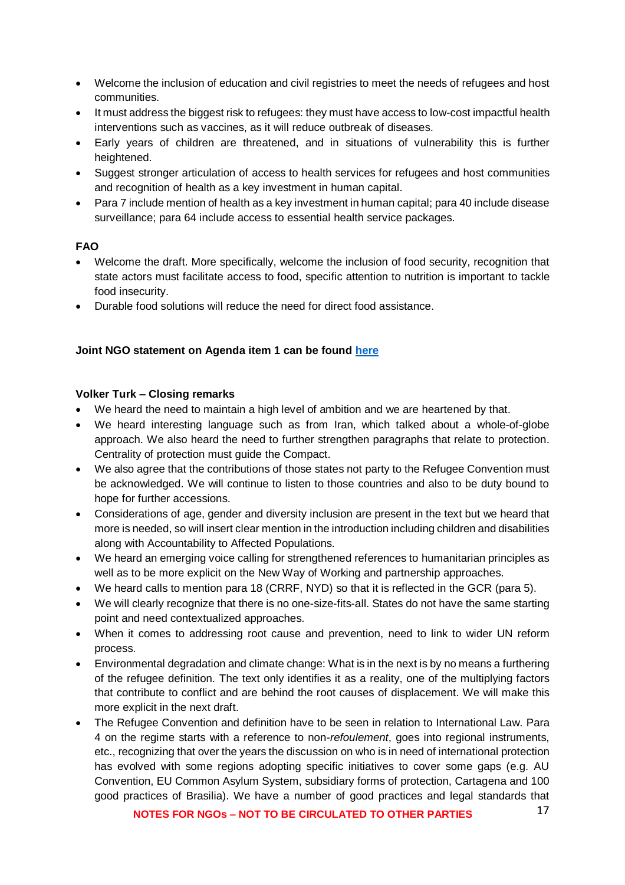- Welcome the inclusion of education and civil registries to meet the needs of refugees and host communities.
- It must address the biggest risk to refugees: they must have access to low-cost impactful health interventions such as vaccines, as it will reduce outbreak of diseases.
- Early years of children are threatened, and in situations of vulnerability this is further heightened.
- Suggest stronger articulation of access to health services for refugees and host communities and recognition of health as a key investment in human capital.
- Para 7 include mention of health as a key investment in human capital; para 40 include disease surveillance; para 64 include access to essential health service packages.

**FAO**

- Welcome the draft. More specifically, welcome the inclusion of food security, recognition that state actors must facilitate access to food, specific attention to nutrition is important to tackle food insecurity.
- Durable food solutions will reduce the need for direct food assistance.

**Joint NGO statement on Agenda item 1 can be found [here]()**

**Volker Turk – Closing remarks**

- We heard the need to maintain a high level of ambition and we are heartened by that.
- We heard interesting language such as from Iran, which talked about a whole-of-globe approach. We also heard the need to further strengthen paragraphs that relate to protection. Centrality of protection must guide the Compact.
- We also agree that the contributions of those states not party to the Refugee Convention must be acknowledged. We will continue to listen to those countries and also to be duty bound to hope for further accessions.
- Considerations of age, gender and diversity inclusion are present in the text but we heard that more is needed, so will insert clear mention in the introduction including children and disabilities along with Accountability to Affected Populations.
- We heard an emerging voice calling for strengthened references to humanitarian principles as well as to be more explicit on the New Way of Working and partnership approaches.
- We heard calls to mention para 18 (CRRF, NYD) so that it is reflected in the GCR (para 5).
- We will clearly recognize that there is no one-size-fits-all. States do not have the same starting point and need contextualized approaches.
- When it comes to addressing root cause and prevention, need to link to wider UN reform process.
- Environmental degradation and climate change: What is in the next is by no means a furthering of the refugee definition. The text only identifies it as a reality, one of the multiplying factors that contribute to conflict and are behind the root causes of displacement. We will make this more explicit in the next draft.
- The Refugee Convention and definition have to be seen in relation to International Law. Para 4 on the regime starts with a reference to non-*refoulement*, goes into regional instruments, etc., recognizing that over the years the discussion on who is in need of international protection has evolved with some regions adopting specific initiatives to cover some gaps (e.g. AU Convention, EU Common Asylum System, subsidiary forms of protection, Cartagena and 100 good practices of Brasilia). We have a number of good practices and legal standards that

**NOTES FOR NGOs – NOT TO BE CIRCULATED TO OTHER PARTIES**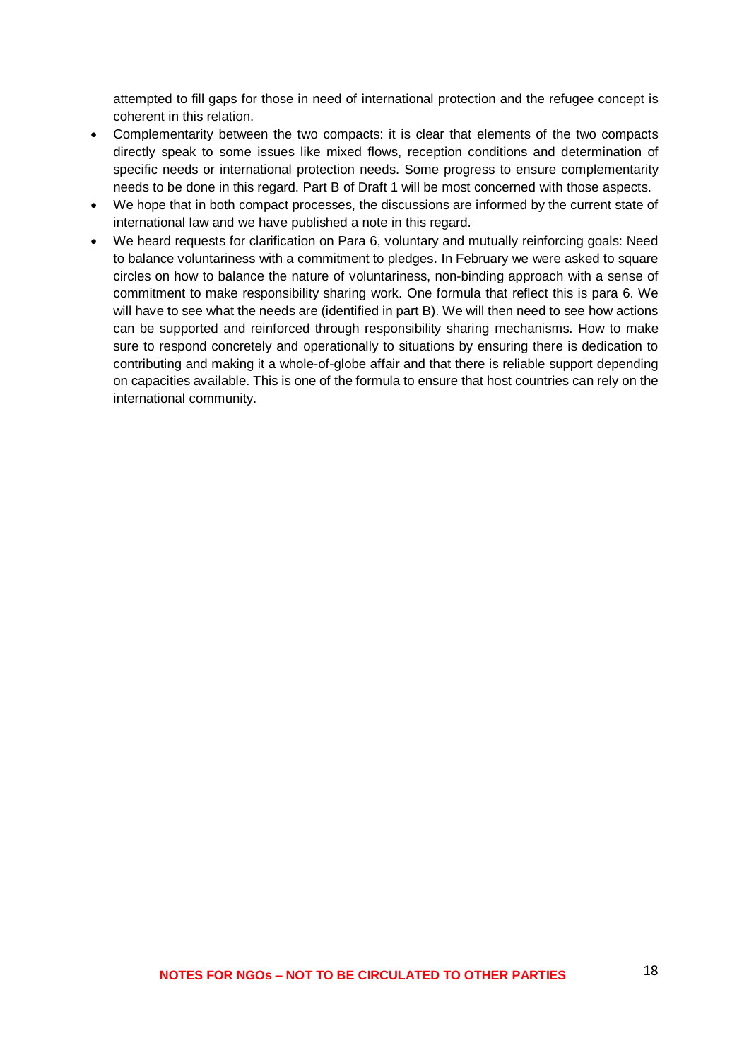attempted to fill gaps for those in need of international protection and the refugee concept is coherent in this relation.

- Complementarity between the two compacts: it is clear that elements of the two compacts directly speak to some issues like mixed flows, reception conditions and determination of specific needs or international protection needs. Some progress to ensure complementarity needs to be done in this regard. Part B of Draft 1 will be most concerned with those aspects.
- We hope that in both compact processes, the discussions are informed by the current state of international law and we have published a note in this regard.
- We heard requests for clarification on Para 6, voluntary and mutually reinforcing goals: Need to balance voluntariness with a commitment to pledges. In February we were asked to square circles on how to balance the nature of voluntariness, non-binding approach with a sense of commitment to make responsibility sharing work. One formula that reflect this is para 6. We will have to see what the needs are (identified in part B). We will then need to see how actions can be supported and reinforced through responsibility sharing mechanisms. How to make sure to respond concretely and operationally to situations by ensuring there is dedication to contributing and making it a whole-of-globe affair and that there is reliable support depending on capacities available. This is one of the formula to ensure that host countries can rely on the international community.

**NOTES FOR NGOs – NOT TO BE CIRCULATED TO OTHER PARTIES**